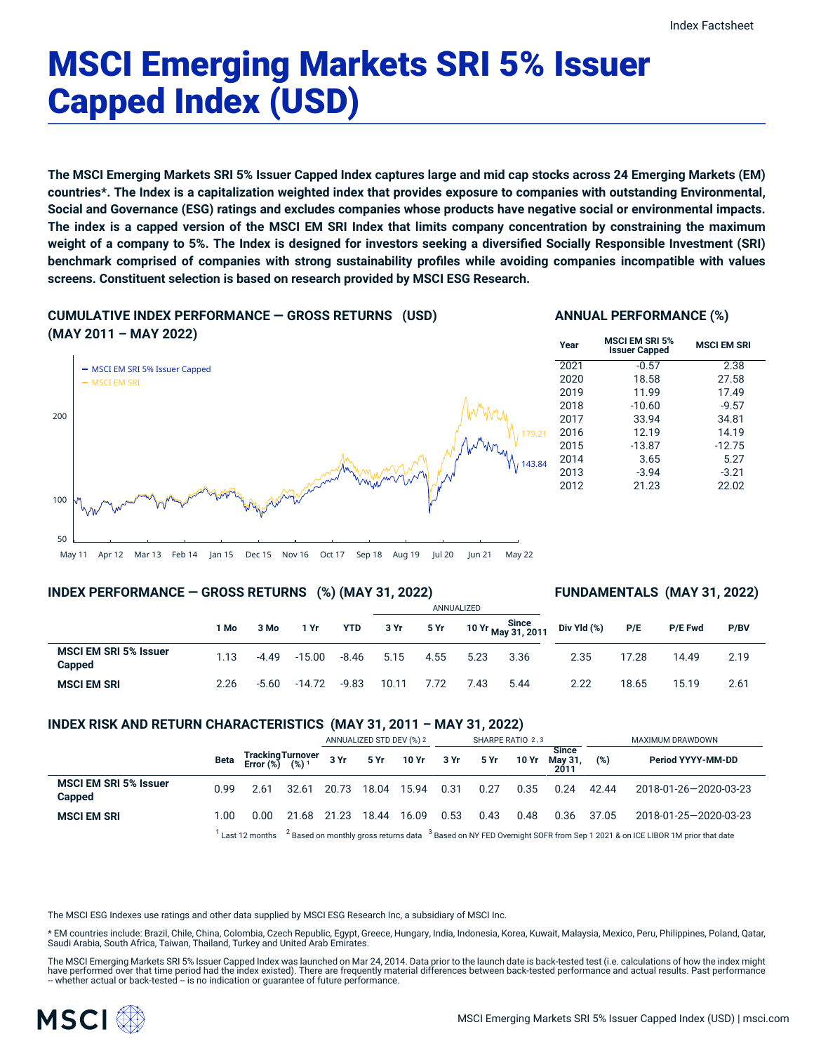# MSCI Emerging Markets SRI 5% Issuer Capped Index (USD)

**The MSCI Emerging Markets SRI 5% Issuer Capped Index captures large and mid cap stocks across 24 Emerging Markets (EM) countries*. The Index is a capitalization weighted index that provides exposure to companies with outstanding Environmental, Social and Governance (ESG) ratings and excludes companies whose products have negative social or environmental impacts. The index is a capped version of the MSCI EM SRI Index that limits company concentration by constraining the maximum weight of a company to 5%. The Index is designed for investors seeking a diversified Socially Responsible Investment (SRI) benchmark comprised of companies with strong sustainability profiles while avoiding companies incompatible with values screens. Constituent selection is based on research provided by MSCI ESG Research.**

## CUMULATIVE INDEX PERFORMANCE — GROSS RETURNS (USD) (MAY 2011 – MAY 2022)

- MSCI EM SRI 5% Issuer Capped: 143.84
- MSCI EM SRI: 179.21

## ANNUAL PERFORMANCE (%)

| Year | MSCI EM SRI 5% Issuer Capped | MSCI EM SRI |
|---|---|---|
| 2021 | -0.57 | 2.38 |
| 2020 | 18.58 | 27.58 |
| 2019 | 11.99 | 17.49 |
| 2018 | -10.60 | -9.57 |
| 2017 | 33.94 | 34.81 |
| 2016 | 12.19 | 14.19 |
| 2015 | -13.87 | -12.75 |
| 2014 | 3.65 | 5.27 |
| 2013 | -3.94 | -3.21 |
| 2012 | 21.23 | 22.02 |

## INDEX PERFORMANCE — GROSS RETURNS (%) (MAY 31, 2022)

## FUNDAMENTALS (MAY 31, 2022)

| | 1 Mo | 3 Mo | 1 Yr | YTD | 3 Yr (Annualized) | 5 Yr (Annualized) | 10 Yr (Annualized) | Since May 31, 2011 (Annualized) | Div Yld (%) | P/E | P/E Fwd | P/BV |
|---|---|---|---|---|---|---|---|---|---|---|---|---|
| **MSCI EM SRI 5% Issuer Capped** | 1.13 | -4.49 | -15.00 | -8.46 | 5.15 | 4.55 | 5.23 | 3.36 | 2.35 | 17.28 | 14.49 | 2.19 |
| **MSCI EM SRI** | 2.26 | -5.60 | -14.72 | -9.83 | 10.11 | 7.72 | 7.43 | 5.44 | 2.22 | 18.65 | 15.19 | 2.61 |

## INDEX RISK AND RETURN CHARACTERISTICS (MAY 31, 2011 – MAY 31, 2022)

| | Beta | Tracking Error (%) | Turnover (%) [1] | Annualized Std Dev (%) [2] 3 Yr | 5 Yr | 10 Yr | Sharpe Ratio [2,3] 3 Yr | 5 Yr | 10 Yr | Since May 31, 2011 | Maximum Drawdown (%) | Period YYYY-MM-DD |
|---|---|---|---|---|---|---|---|---|---|---|---|---|
| **MSCI EM SRI 5% Issuer Capped** | 0.99 | 2.61 | 32.61 | 20.73 | 18.04 | 15.94 | 0.31 | 0.27 | 0.35 | 0.24 | 42.44 | 2018-01-26—2020-03-23 |
| **MSCI EM SRI** | 1.00 | 0.00 | 21.68 | 21.23 | 18.44 | 16.09 | 0.53 | 0.43 | 0.48 | 0.36 | 37.05 | 2018-01-25—2020-03-23 |

[1] Last 12 months [2] Based on monthly gross returns data [3] Based on NY FED Overnight SOFR from Sep 1 2021 & on ICE LIBOR 1M prior that date

The MSCI ESG Indexes use ratings and other data supplied by MSCI ESG Research Inc, a subsidiary of MSCI Inc.

* EM countries include: Brazil, Chile, China, Colombia, Czech Republic, Egypt, Greece, Hungary, India, Indonesia, Korea, Kuwait, Malaysia, Mexico, Peru, Philippines, Poland, Qatar, Saudi Arabia, South Africa, Taiwan, Thailand, Turkey and United Arab Emirates.

The MSCI Emerging Markets SRI 5% Issuer Capped Index was launched on Mar 24, 2014. Data prior to the launch date is back-tested test (i.e. calculations of how the index might have performed over that time period had the index existed). There are frequently material differences between back-tested performance and actual results. Past performance -- whether actual or back-tested -- is no indication or guarantee of future performance.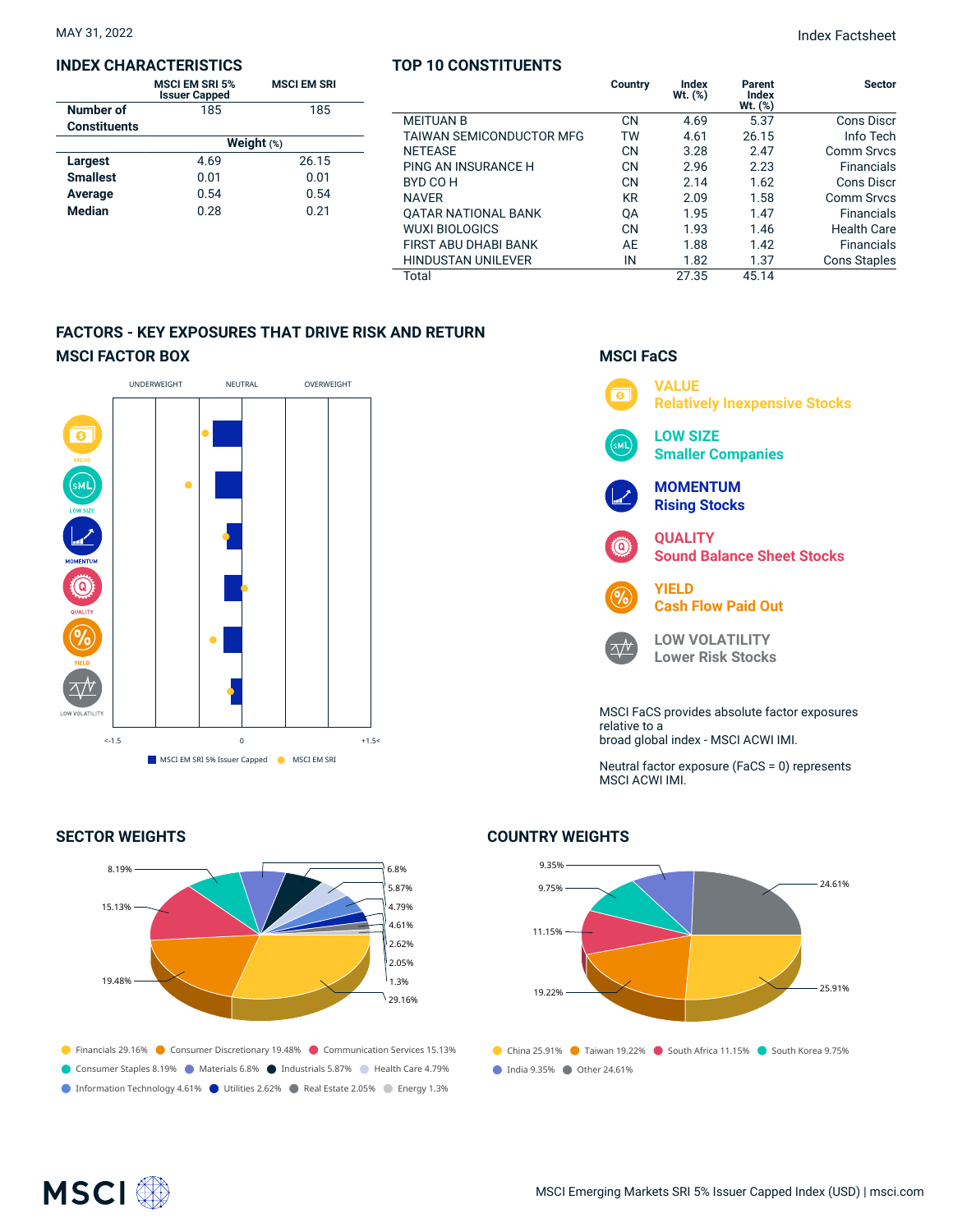MAY 31, 2022

Index Factsheet

## INDEX CHARACTERISTICS

| | MSCI EM SRI 5% Issuer Capped | MSCI EM SRI |
|---|---|---|
| Number of Constituents | 185 | 185 |
| | Weight (%) | |
| Largest | 4.69 | 26.15 |
| Smallest | 0.01 | 0.01 |
| Average | 0.54 | 0.54 |
| Median | 0.28 | 0.21 |

## TOP 10 CONSTITUENTS

| | Country | Index Wt. (%) | Parent Index Wt. (%) | Sector |
|---|---|---|---|---|
| MEITUAN B | CN | 4.69 | 5.37 | Cons Discr |
| TAIWAN SEMICONDUCTOR MFG | TW | 4.61 | 26.15 | Info Tech |
| NETEASE | CN | 3.28 | 2.47 | Comm Srvcs |
| PING AN INSURANCE H | CN | 2.96 | 2.23 | Financials |
| BYD CO H | CN | 2.14 | 1.62 | Cons Discr |
| NAVER | KR | 2.09 | 1.58 | Comm Srvcs |
| QATAR NATIONAL BANK | QA | 1.95 | 1.47 | Financials |
| WUXI BIOLOGICS | CN | 1.93 | 1.46 | Health Care |
| FIRST ABU DHABI BANK | AE | 1.88 | 1.42 | Financials |
| HINDUSTAN UNILEVER | IN | 1.82 | 1.37 | Cons Staples |
| Total | | 27.35 | 45.14 | |

## FACTORS - KEY EXPOSURES THAT DRIVE RISK AND RETURN

### MSCI FACTOR BOX

UNDERWEIGHT — NEUTRAL — OVERWEIGHT

VALUE, LOW SIZE, MOMENTUM, QUALITY, YIELD, LOW VOLATILITY

<-1.5 — 0 — +1.5<

■ MSCI EM SRI 5% Issuer Capped ● MSCI EM SRI

### MSCI FaCS

**VALUE** Relatively Inexpensive Stocks

**LOW SIZE** Smaller Companies

**MOMENTUM** Rising Stocks

**QUALITY** Sound Balance Sheet Stocks

**YIELD** Cash Flow Paid Out

**LOW VOLATILITY** Lower Risk Stocks

MSCI FaCS provides absolute factor exposures relative to a broad global index - MSCI ACWI IMI.

Neutral factor exposure (FaCS = 0) represents MSCI ACWI IMI.

## SECTOR WEIGHTS

- Financials 29.16%
- Consumer Discretionary 19.48%
- Communication Services 15.13%
- Consumer Staples 8.19%
- Materials 6.8%
- Industrials 5.87%
- Health Care 4.79%
- Information Technology 4.61%
- Utilities 2.62%
- Real Estate 2.05%
- Energy 1.3%

## COUNTRY WEIGHTS

- China 25.91%
- Taiwan 19.22%
- South Africa 11.15%
- South Korea 9.75%
- India 9.35%
- Other 24.61%

MSCI Emerging Markets SRI 5% Issuer Capped Index (USD) | msci.com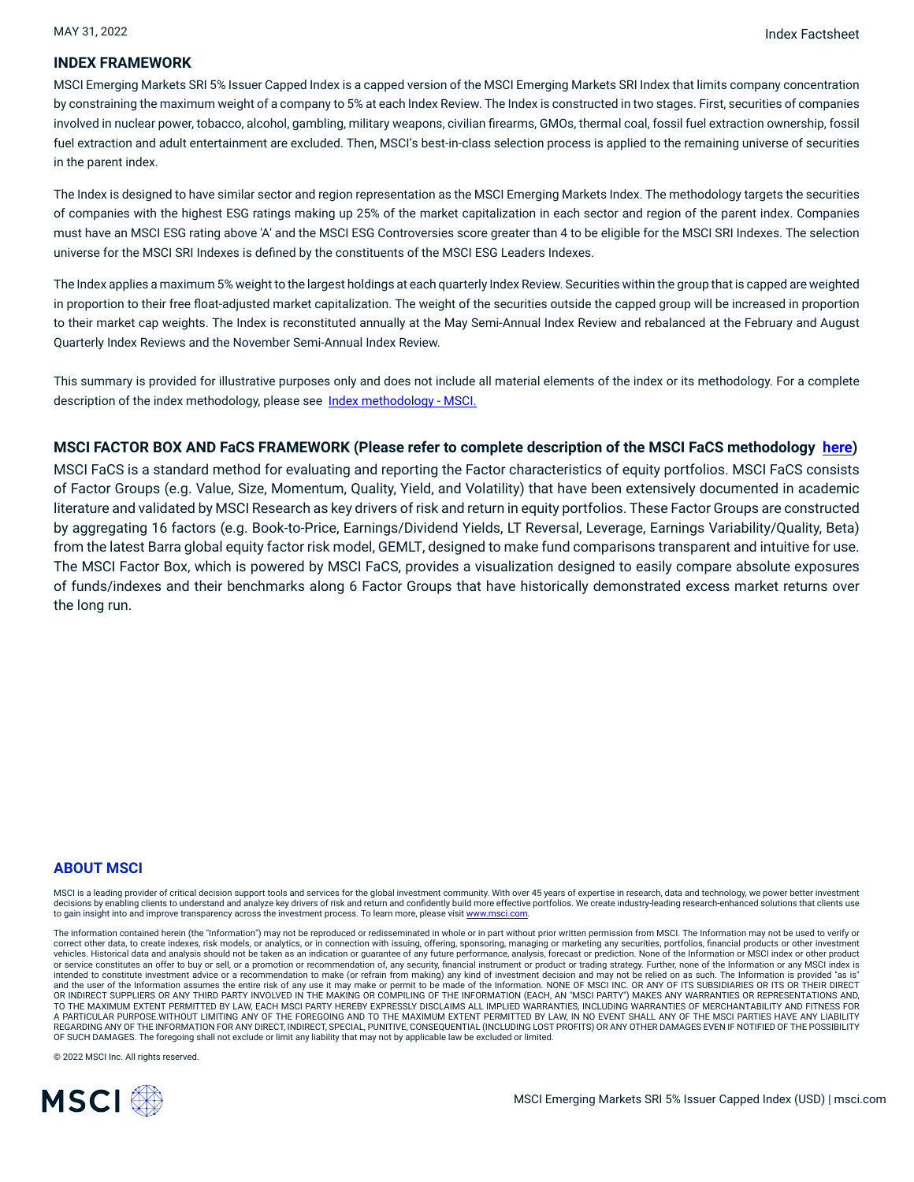## INDEX FRAMEWORK

MSCI Emerging Markets SRI 5% Issuer Capped Index is a capped version of the MSCI Emerging Markets SRI Index that limits company concentration by constraining the maximum weight of a company to 5% at each Index Review. The Index is constructed in two stages. First, securities of companies involved in nuclear power, tobacco, alcohol, gambling, military weapons, civilian firearms, GMOs, thermal coal, fossil fuel extraction ownership, fossil fuel extraction and adult entertainment are excluded. Then, MSCI's best-in-class selection process is applied to the remaining universe of securities in the parent index.

The Index is designed to have similar sector and region representation as the MSCI Emerging Markets Index. The methodology targets the securities of companies with the highest ESG ratings making up 25% of the market capitalization in each sector and region of the parent index. Companies must have an MSCI ESG rating above 'A' and the MSCI ESG Controversies score greater than 4 to be eligible for the MSCI SRI Indexes. The selection universe for the MSCI SRI Indexes is defined by the constituents of the MSCI ESG Leaders Indexes.

The Index applies a maximum 5% weight to the largest holdings at each quarterly Index Review. Securities within the group that is capped are weighted in proportion to their free float-adjusted market capitalization. The weight of the securities outside the capped group will be increased in proportion to their market cap weights. The Index is reconstituted annually at the May Semi-Annual Index Review and rebalanced at the February and August Quarterly Index Reviews and the November Semi-Annual Index Review.

This summary is provided for illustrative purposes only and does not include all material elements of the index or its methodology. For a complete description of the index methodology, please see [Index methodology - MSCI.](#)

## MSCI FACTOR BOX AND FaCS FRAMEWORK (Please refer to complete description of the MSCI FaCS methodology [here](#))

MSCI FaCS is a standard method for evaluating and reporting the Factor characteristics of equity portfolios. MSCI FaCS consists of Factor Groups (e.g. Value, Size, Momentum, Quality, Yield, and Volatility) that have been extensively documented in academic literature and validated by MSCI Research as key drivers of risk and return in equity portfolios. These Factor Groups are constructed by aggregating 16 factors (e.g. Book-to-Price, Earnings/Dividend Yields, LT Reversal, Leverage, Earnings Variability/Quality, Beta) from the latest Barra global equity factor risk model, GEMLT, designed to make fund comparisons transparent and intuitive for use. The MSCI Factor Box, which is powered by MSCI FaCS, provides a visualization designed to easily compare absolute exposures of funds/indexes and their benchmarks along 6 Factor Groups that have historically demonstrated excess market returns over the long run.

## ABOUT MSCI

MSCI is a leading provider of critical decision support tools and services for the global investment community. With over 45 years of expertise in research, data and technology, we power better investment decisions by enabling clients to understand and analyze key drivers of risk and return and confidently build more effective portfolios. We create industry-leading research-enhanced solutions that clients use to gain insight into and improve transparency across the investment process. To learn more, please visit [www.msci.com](http://www.msci.com).

The information contained herein (the "Information") may not be reproduced or redisseminated in whole or in part without prior written permission from MSCI. The Information may not be used to verify or correct other data, to create indexes, risk models, or analytics, or in connection with issuing, offering, sponsoring, managing or marketing any securities, portfolios, financial products or other investment vehicles. Historical data and analysis should not be taken as an indication or guarantee of any future performance, analysis, forecast or prediction. None of the Information or MSCI index or other product or service constitutes an offer to buy or sell, or a promotion or recommendation of, any security, financial instrument or product or trading strategy. Further, none of the Information or any MSCI index is intended to constitute investment advice or a recommendation to make (or refrain from making) any kind of investment decision and may not be relied on as such. The Information is provided "as is" and the user of the Information assumes the entire risk of any use it may make or permit to be made of the Information. NONE OF MSCI INC. OR ANY OF ITS SUBSIDIARIES OR ITS OR THEIR DIRECT OR INDIRECT SUPPLIERS OR ANY THIRD PARTY INVOLVED IN THE MAKING OR COMPILING OF THE INFORMATION (EACH, AN "MSCI PARTY") MAKES ANY WARRANTIES OR REPRESENTATIONS AND, TO THE MAXIMUM EXTENT PERMITTED BY LAW, EACH MSCI PARTY HEREBY EXPRESSLY DISCLAIMS ALL IMPLIED WARRANTIES, INCLUDING WARRANTIES OF MERCHANTABILITY AND FITNESS FOR A PARTICULAR PURPOSE.WITHOUT LIMITING ANY OF THE FOREGOING AND TO THE MAXIMUM EXTENT PERMITTED BY LAW, IN NO EVENT SHALL ANY OF THE MSCI PARTIES HAVE ANY LIABILITY REGARDING ANY OF THE INFORMATION FOR ANY DIRECT, INDIRECT, SPECIAL, PUNITIVE, CONSEQUENTIAL (INCLUDING LOST PROFITS) OR ANY OTHER DAMAGES EVEN IF NOTIFIED OF THE POSSIBILITY OF SUCH DAMAGES. The foregoing shall not exclude or limit any liability that may not by applicable law be excluded or limited.

© 2022 MSCI Inc. All rights reserved.